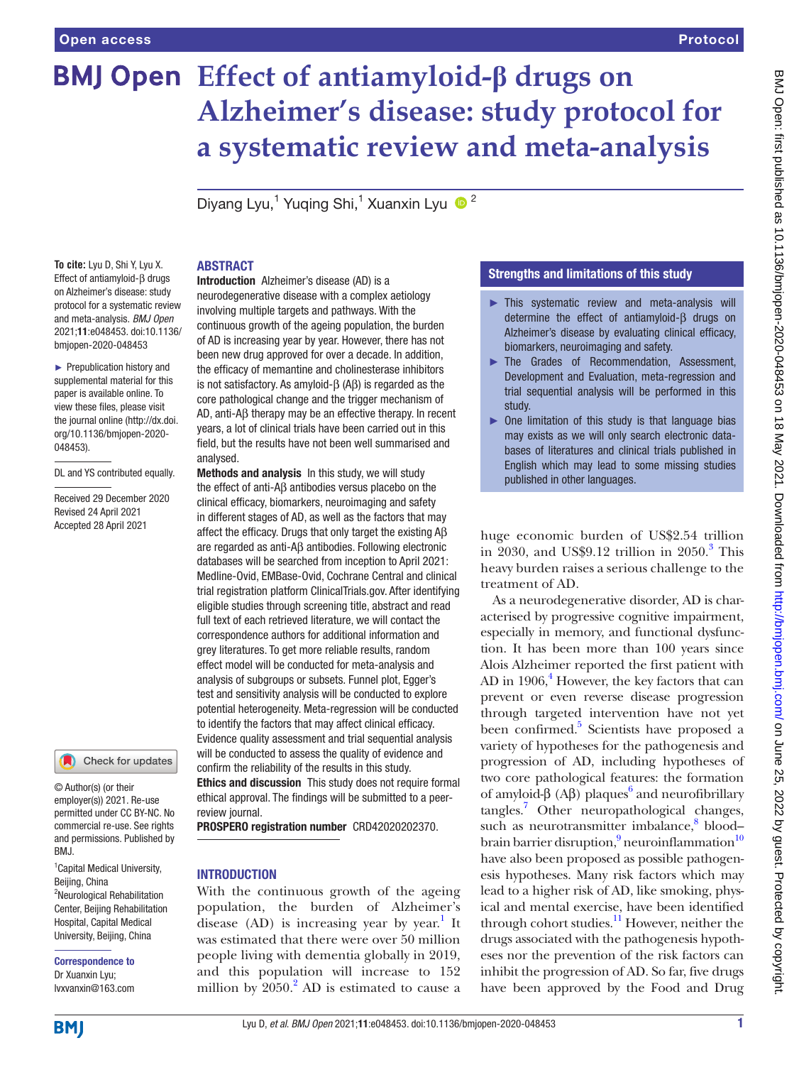# Effect of antiamyloid-β drugs on Alzheimer's disease: study protocol for a systematic review and meta-analysis

Diyang Lyu,[1] Yuqing Shi,[1] Xuanxin Lyu [2]

**To cite:** Lyu D, Shi Y, Lyu X. Effect of antiamyloid-β drugs on Alzheimer's disease: study protocol for a systematic review and meta-analysis. *BMJ Open* 2021;**11**:e048453. doi:10.1136/bmjopen-2020-048453

► Prepublication history and supplemental material for this paper is available online. To view these files, please visit the journal online (http://dx.doi.org/10.1136/bmjopen-2020-048453).

DL and YS contributed equally.

Received 29 December 2020
Revised 24 April 2021
Accepted 28 April 2021

© Author(s) (or their employer(s)) 2021. Re-use permitted under CC BY-NC. No commercial re-use. See rights and permissions. Published by BMJ.

[1]Capital Medical University, Beijing, China
[2]Neurological Rehabilitation Center, Beijing Rehabilitation Hospital, Capital Medical University, Beijing, China

**Correspondence to**
Dr Xuanxin Lyu;
lvxvanxin@163.com

## ABSTRACT

**Introduction** Alzheimer's disease (AD) is a neurodegenerative disease with a complex aetiology involving multiple targets and pathways. With the continuous growth of the ageing population, the burden of AD is increasing year by year. However, there has not been new drug approved for over a decade. In addition, the efficacy of memantine and cholinesterase inhibitors is not satisfactory. As amyloid-β (Aβ) is regarded as the core pathological change and the trigger mechanism of AD, anti-Aβ therapy may be an effective therapy. In recent years, a lot of clinical trials have been carried out in this field, but the results have not been well summarised and analysed.

**Methods and analysis** In this study, we will study the effect of anti-Aβ antibodies versus placebo on the clinical efficacy, biomarkers, neuroimaging and safety in different stages of AD, as well as the factors that may affect the efficacy. Drugs that only target the existing Aβ are regarded as anti-Aβ antibodies. Following electronic databases will be searched from inception to April 2021: Medline-Ovid, EMBase-Ovid, Cochrane Central and clinical trial registration platform ClinicalTrials.gov. After identifying eligible studies through screening title, abstract and read full text of each retrieved literature, we will contact the correspondence authors for additional information and grey literatures. To get more reliable results, random effect model will be conducted for meta-analysis and analysis of subgroups or subsets. Funnel plot, Egger's test and sensitivity analysis will be conducted to explore potential heterogeneity. Meta-regression will be conducted to identify the factors that may affect clinical efficacy. Evidence quality assessment and trial sequential analysis will be conducted to assess the quality of evidence and confirm the reliability of the results in this study.

**Ethics and discussion** This study does not require formal ethical approval. The findings will be submitted to a peer-review journal.

**PROSPERO registration number** CRD42020202370.

## Strengths and limitations of this study

- This systematic review and meta-analysis will determine the effect of antiamyloid-β drugs on Alzheimer's disease by evaluating clinical efficacy, biomarkers, neuroimaging and safety.
- The Grades of Recommendation, Assessment, Development and Evaluation, meta-regression and trial sequential analysis will be performed in this study.
- One limitation of this study is that language bias may exists as we will only search electronic databases of literatures and clinical trials published in English which may lead to some missing studies published in other languages.

## INTRODUCTION

With the continuous growth of the ageing population, the burden of Alzheimer's disease (AD) is increasing year by year.[1] It was estimated that there were over 50 million people living with dementia globally in 2019, and this population will increase to 152 million by 2050.[2] AD is estimated to cause a huge economic burden of US$2.54 trillion in 2030, and US$9.12 trillion in 2050.[3] This heavy burden raises a serious challenge to the treatment of AD.

As a neurodegenerative disorder, AD is characterised by progressive cognitive impairment, especially in memory, and functional dysfunction. It has been more than 100 years since Alois Alzheimer reported the first patient with AD in 1906,[4] However, the key factors that can prevent or even reverse disease progression through targeted intervention have not yet been confirmed.[5] Scientists have proposed a variety of hypotheses for the pathogenesis and progression of AD, including hypotheses of two core pathological features: the formation of amyloid-β (Aβ) plaques[6] and neurofibrillary tangles.[7] Other neuropathological changes, such as neurotransmitter imbalance,[8] blood–brain barrier disruption,[9] neuroinflammation[10] have also been proposed as possible pathogenesis hypotheses. Many risk factors which may lead to a higher risk of AD, like smoking, physical and mental exercise, have been identified through cohort studies.[11] However, neither the drugs associated with the pathogenesis hypotheses nor the prevention of the risk factors can inhibit the progression of AD. So far, five drugs have been approved by the Food and Drug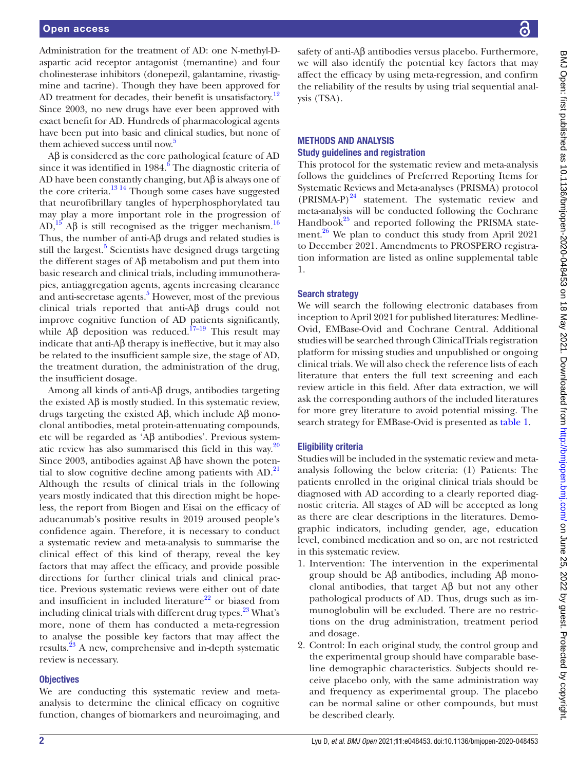Administration for the treatment of AD: one N-methyl-D-aspartic acid receptor antagonist (memantine) and four cholinesterase inhibitors (donepezil, galantamine, rivastigmine and tacrine). Though they have been approved for AD treatment for decades, their benefit is unsatisfactory.[12] Since 2003, no new drugs have ever been approved with exact benefit for AD. Hundreds of pharmacological agents have been put into basic and clinical studies, but none of them achieved success until now.[5]

Aβ is considered as the core pathological feature of AD since it was identified in 1984.[6] The diagnostic criteria of AD have been constantly changing, but Aβ is always one of the core criteria.[13 14] Though some cases have suggested that neurofibrillary tangles of hyperphosphorylated tau may play a more important role in the progression of AD,[15] Aβ is still recognised as the trigger mechanism.[16] Thus, the number of anti-Aβ drugs and related studies is still the largest.[5] Scientists have designed drugs targeting the different stages of Aβ metabolism and put them into basic research and clinical trials, including immunotherapies, antiaggregation agents, agents increasing clearance and anti-secretase agents.[5] However, most of the previous clinical trials reported that anti-Aβ drugs could not improve cognitive function of AD patients significantly, while Aβ deposition was reduced.[17–19] This result may indicate that anti-Aβ therapy is ineffective, but it may also be related to the insufficient sample size, the stage of AD, the treatment duration, the administration of the drug, the insufficient dosage.

Among all kinds of anti-Aβ drugs, antibodies targeting the existed Aβ is mostly studied. In this systematic review, drugs targeting the existed Aβ, which include Aβ monoclonal antibodies, metal protein-attenuating compounds, etc will be regarded as 'Aβ antibodies'. Previous systematic review has also summarised this field in this way.[20] Since 2003, antibodies against Aβ have shown the potential to slow cognitive decline among patients with AD.[21] Although the results of clinical trials in the following years mostly indicated that this direction might be hopeless, the report from Biogen and Eisai on the efficacy of aducanumab's positive results in 2019 aroused people's confidence again. Therefore, it is necessary to conduct a systematic review and meta-analysis to summarise the clinical effect of this kind of therapy, reveal the key factors that may affect the efficacy, and provide possible directions for further clinical trials and clinical practice. Previous systematic reviews were either out of date and insufficient in included literature[22] or biased from including clinical trials with different drug types.[23] What's more, none of them has conducted a meta-regression to analyse the possible key factors that may affect the results.[23] A new, comprehensive and in-depth systematic review is necessary.

### Objectives

We are conducting this systematic review and meta-analysis to determine the clinical efficacy on cognitive function, changes of biomarkers and neuroimaging, and safety of anti-Aβ antibodies versus placebo. Furthermore, we will also identify the potential key factors that may affect the efficacy by using meta-regression, and confirm the reliability of the results by using trial sequential analysis (TSA).

## METHODS AND ANALYSIS

### Study guidelines and registration

This protocol for the systematic review and meta-analysis follows the guidelines of Preferred Reporting Items for Systematic Reviews and Meta-analyses (PRISMA) protocol (PRISMA-P)[24] statement. The systematic review and meta-analysis will be conducted following the Cochrane Handbook[25] and reported following the PRISMA statement.[26] We plan to conduct this study from April 2021 to December 2021. Amendments to PROSPERO registration information are listed as online supplemental table 1.

### Search strategy

We will search the following electronic databases from inception to April 2021 for published literatures: Medline-Ovid, EMBase-Ovid and Cochrane Central. Additional studies will be searched through ClinicalTrials registration platform for missing studies and unpublished or ongoing clinical trials. We will also check the reference lists of each literature that enters the full text screening and each review article in this field. After data extraction, we will ask the corresponding authors of the included literatures for more grey literature to avoid potential missing. The search strategy for EMBase-Ovid is presented as table 1.

### Eligibility criteria

Studies will be included in the systematic review and meta-analysis following the below criteria: (1) Patients: The patients enrolled in the original clinical trials should be diagnosed with AD according to a clearly reported diagnostic criteria. All stages of AD will be accepted as long as there are clear descriptions in the literatures. Demographic indicators, including gender, age, education level, combined medication and so on, are not restricted in this systematic review.

1. Intervention: The intervention in the experimental group should be Aβ antibodies, including Aβ monoclonal antibodies, that target Aβ but not any other pathological products of AD. Thus, drugs such as immunoglobulin will be excluded. There are no restrictions on the drug administration, treatment period and dosage.
2. Control: In each original study, the control group and the experimental group should have comparable baseline demographic characteristics. Subjects should receive placebo only, with the same administration way and frequency as experimental group. The placebo can be normal saline or other compounds, but must be described clearly.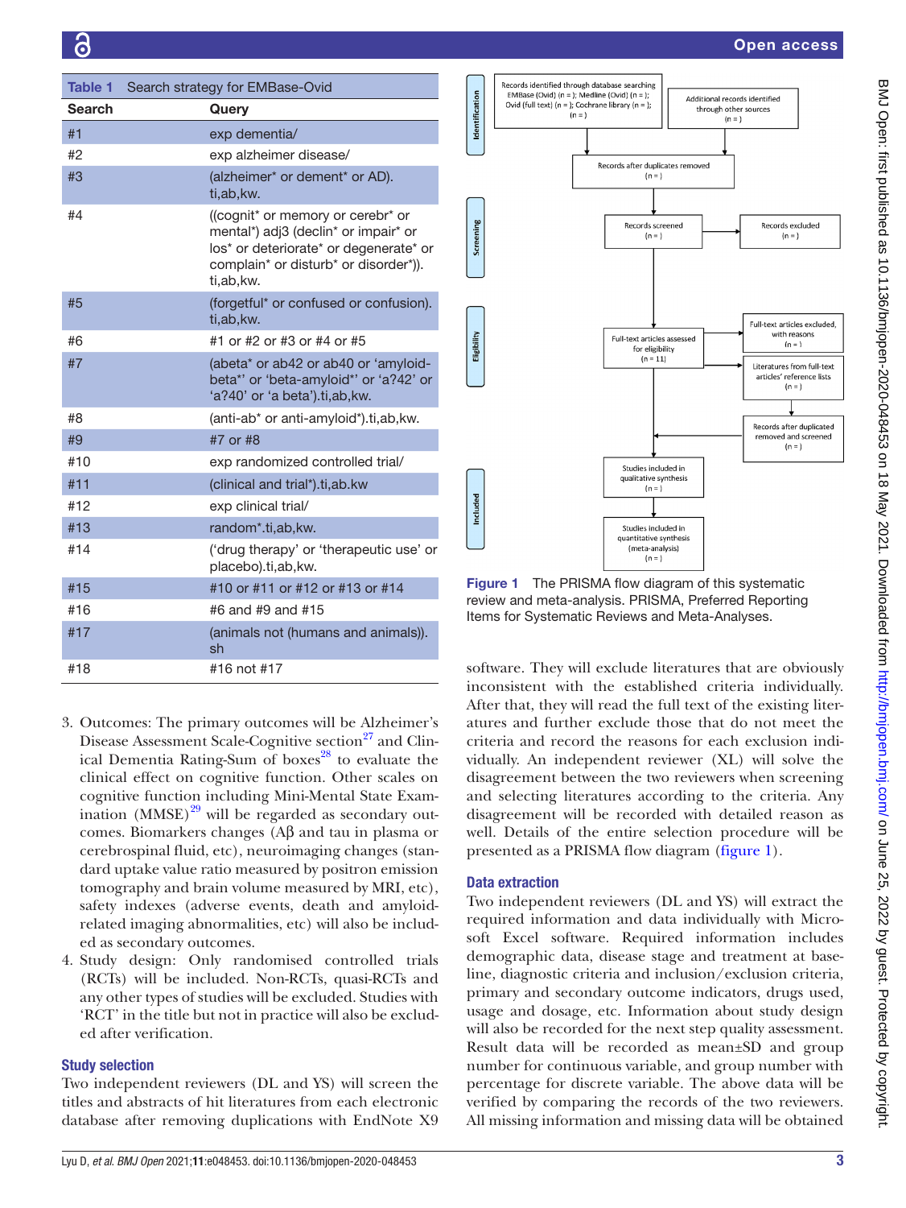**Table 1** Search strategy for EMBase-Ovid

| Search | Query |
|---|---|
| #1 | exp dementia/ |
| #2 | exp alzheimer disease/ |
| #3 | (alzheimer* or dement* or AD).ti,ab,kw. |
| #4 | ((cognit* or memory or cerebr* or mental*) adj3 (declin* or impair* or los* or deteriorate* or degenerate* or complain* or disturb* or disorder*)).ti,ab,kw. |
| #5 | (forgetful* or confused or confusion).ti,ab,kw. |
| #6 | #1 or #2 or #3 or #4 or #5 |
| #7 | (abeta* or ab42 or ab40 or 'amyloid-beta*' or 'beta-amyloid*' or 'a?42' or 'a?40' or 'a beta').ti,ab,kw. |
| #8 | (anti-ab* or anti-amyloid*).ti,ab,kw. |
| #9 | #7 or #8 |
| #10 | exp randomized controlled trial/ |
| #11 | (clinical and trial*).ti,ab.kw |
| #12 | exp clinical trial/ |
| #13 | random*.ti,ab,kw. |
| #14 | ('drug therapy' or 'therapeutic use' or placebo).ti,ab,kw. |
| #15 | #10 or #11 or #12 or #13 or #14 |
| #16 | #6 and #9 and #15 |
| #17 | (animals not (humans and animals)).sh |
| #18 | #16 not #17 |

3. Outcomes: The primary outcomes will be Alzheimer's Disease Assessment Scale-Cognitive section[27] and Clinical Dementia Rating-Sum of boxes[28] to evaluate the clinical effect on cognitive function. Other scales on cognitive function including Mini-Mental State Examination (MMSE)[29] will be regarded as secondary outcomes. Biomarkers changes (Aβ and tau in plasma or cerebrospinal fluid, etc), neuroimaging changes (standard uptake value ratio measured by positron emission tomography and brain volume measured by MRI, etc), safety indexes (adverse events, death and amyloid-related imaging abnormalities, etc) will also be included as secondary outcomes.
4. Study design: Only randomised controlled trials (RCTs) will be included. Non-RCTs, quasi-RCTs and any other types of studies will be excluded. Studies with 'RCT' in the title but not in practice will also be excluded after verification.

### Study selection

Two independent reviewers (DL and YS) will screen the titles and abstracts of hit literatures from each electronic database after removing duplications with EndNote X9 software. They will exclude literatures that are obviously inconsistent with the established criteria individually. After that, they will read the full text of the existing literatures and further exclude those that do not meet the criteria and record the reasons for each exclusion individually. An independent reviewer (XL) will solve the disagreement between the two reviewers when screening and selecting literatures according to the criteria. Any disagreement will be recorded with detailed reason as well. Details of the entire selection procedure will be presented as a PRISMA flow diagram (figure 1).

Identification: Records identified through database searching EMBase (Ovid) (n = ); Medline (Ovid) (n = ); Ovid (full text) (n = ); Cochrane library (n = ); (n = ) | Additional records identified through other sources (n = )

Records after duplicates removed (n = )

Screening: Records screened (n = ) → Records excluded (n = )

Eligibility: Full-text articles assessed for eligibility (n = 11) → Full-text articles excluded, with reasons (n = ); Literatures from full-text articles' reference lists (n = ) → Records after duplicated removed and screened (n = )

Included: Studies included in qualitative synthesis (n = ) → Studies included in quantitative synthesis (meta-analysis) (n = )

Figure 1 The PRISMA flow diagram of this systematic review and meta-analysis. PRISMA, Preferred Reporting Items for Systematic Reviews and Meta-Analyses.

### Data extraction

Two independent reviewers (DL and YS) will extract the required information and data individually with Microsoft Excel software. Required information includes demographic data, disease stage and treatment at baseline, diagnostic criteria and inclusion/exclusion criteria, primary and secondary outcome indicators, drugs used, usage and dosage, etc. Information about study design will also be recorded for the next step quality assessment. Result data will be recorded as mean±SD and group number for continuous variable, and group number with percentage for discrete variable. The above data will be verified by comparing the records of the two reviewers. All missing information and missing data will be obtained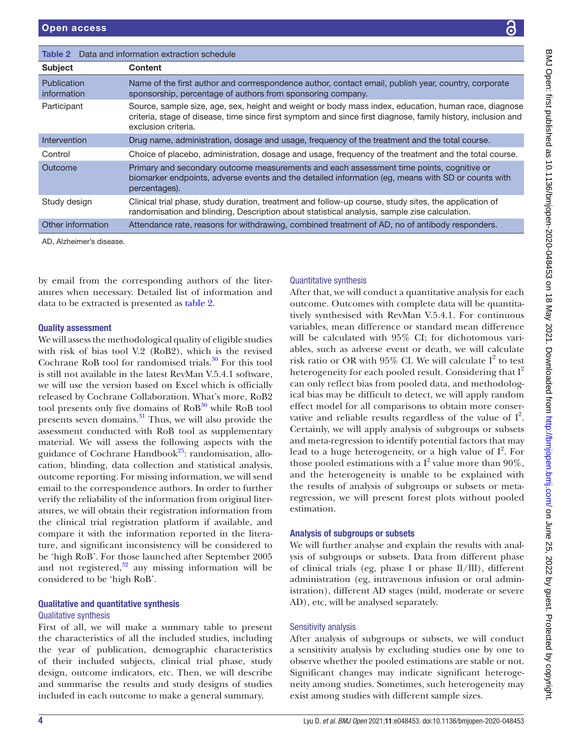**Table 2** Data and information extraction schedule

| Subject | Content |
|---|---|
| Publication information | Name of the first author and corrrespondence author, contact email, publish year, country, corporate sponsorship, percentage of authors from sponsoring company. |
| Participant | Source, sample size, age, sex, height and weight or body mass index, education, human race, diagnose criteria, stage of disease, time since first symptom and since first diagnose, family history, inclusion and exclusion criteria. |
| Intervention | Drug name, administration, dosage and usage, frequency of the treatment and the total course. |
| Control | Choice of placebo, administration, dosage and usage, frequency of the treatment and the total course. |
| Outcome | Primary and secondary outcome measurements and each assessment time points, cognitive or biomarker endpoints, adverse events and the detailed information (eg, means with SD or counts with percentages). |
| Study design | Clinical trial phase, study duration, treatment and follow-up course, study sites, the application of randomisation and blinding, Description about statistical analysis, sample zise calculation. |
| Other information | Attendance rate, reasons for withdrawing, combined treatment of AD, no of antibody responders. |

AD, Alzheimer's disease.

by email from the corresponding authors of the literatures when necessary. Detailed list of information and data to be extracted is presented as table 2.

## Quality assessment

We will assess the methodological quality of eligible studies with risk of bias tool V.2 (RoB2), which is the revised Cochrane RoB tool for randomised trials.[30] For this tool is still not available in the latest RevMan V.5.4.1 software, we will use the version based on Excel which is officially released by Cochrane Collaboration. What's more, RoB2 tool presents only five domains of RoB[30] while RoB tool presents seven domains.[31] Thus, we will also provide the assessment conducted with RoB tool as supplementary material. We will assess the following aspects with the guidance of Cochrane Handbook[25]: randomisation, allocation, blinding, data collection and statistical analysis, outcome reporting. For missing information, we will send email to the correspondence authors. In order to further verify the reliability of the information from original literatures, we will obtain their registration information from the clinical trial registration platform if available, and compare it with the information reported in the literature, and significant inconsistency will be considered to be 'high RoB'. For those launched after September 2005 and not registered,[32] any missing information will be considered to be 'high RoB'.

## Qualitative and quantitative synthesis

### Qualitative synthesis

First of all, we will make a summary table to present the characteristics of all the included studies, including the year of publication, demographic characteristics of their included subjects, clinical trial phase, study design, outcome indicators, etc. Then, we will describe and summarise the results and study designs of studies included in each outcome to make a general summary.

### Quantitative synthesis

After that, we will conduct a quantitative analysis for each outcome. Outcomes with complete data will be quantitatively synthesised with RevMan V.5.4.1. For continuous variables, mean difference or standard mean difference will be calculated with 95% CI; for dichotomous variables, such as adverse event or death, we will calculate risk ratio or OR with 95% CI. We will calculate $I^2$ to test heterogeneity for each pooled result. Considering that $I^2$ can only reflect bias from pooled data, and methodological bias may be difficult to detect, we will apply random effect model for all comparisons to obtain more conservative and reliable results regardless of the value of $I^2$. Certainly, we will apply analysis of subgroups or subsets and meta-regression to identify potential factors that may lead to a huge heterogeneity, or a high value of $I^2$. For those pooled estimations with a $I^2$ value more than 90%, and the heterogeneity is unable to be explained with the results of analysis of subgroups or subsets or meta-regression, we will present forest plots without pooled estimation.

## Analysis of subgroups or subsets

We will further analyse and explain the results with analysis of subgroups or subsets. Data from different phase of clinical trials (eg, phase I or phase II/III), different administration (eg, intravenous infusion or oral administration), different AD stages (mild, moderate or severe AD), etc, will be analysed separately.

### Sensitivity analysis

After analysis of subgroups or subsets, we will conduct a sensitivity analysis by excluding studies one by one to observe whether the pooled estimations are stable or not. Significant changes may indicate significant heterogeneity among studies. Sometimes, such heterogeneity may exist among studies with different sample sizes.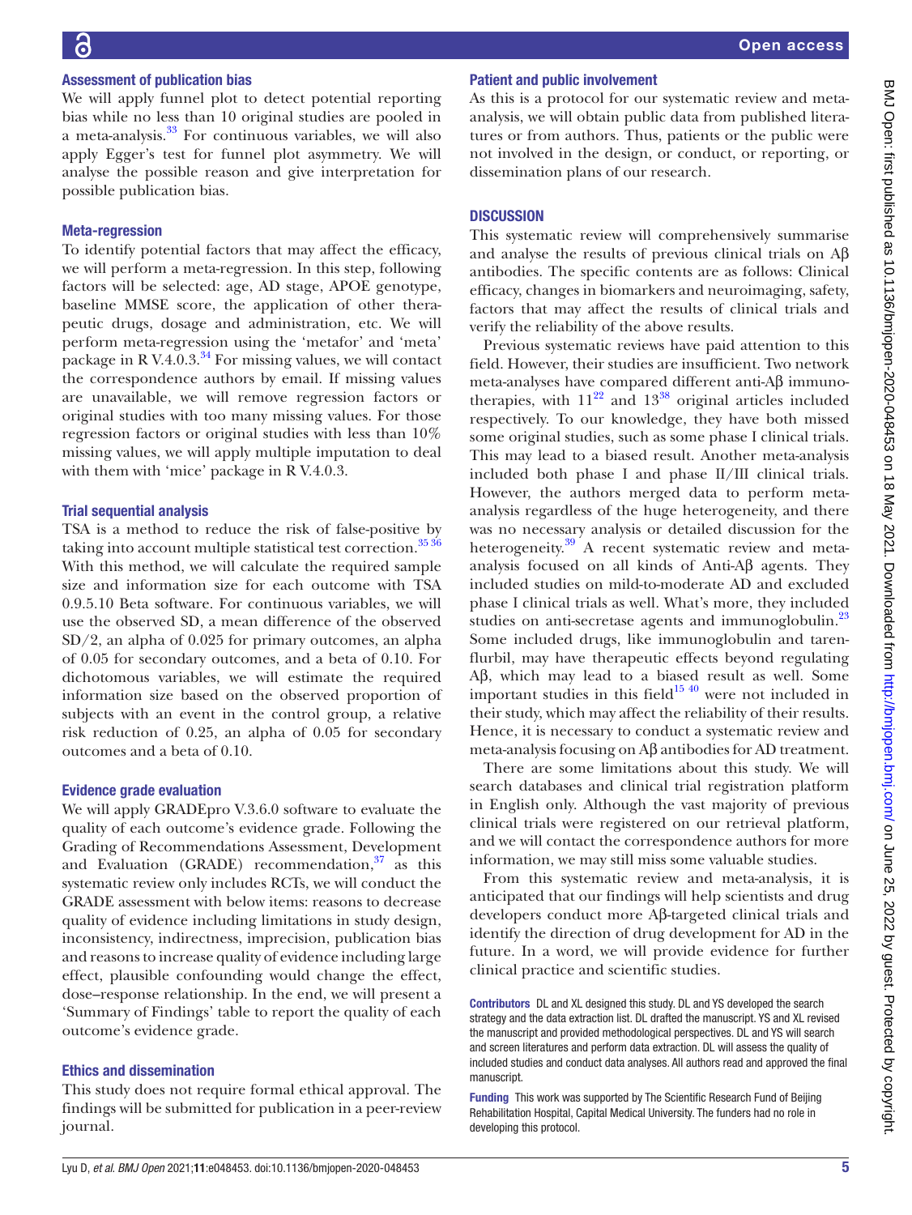### Assessment of publication bias

We will apply funnel plot to detect potential reporting bias while no less than 10 original studies are pooled in a meta-analysis.[33] For continuous variables, we will also apply Egger's test for funnel plot asymmetry. We will analyse the possible reason and give interpretation for possible publication bias.

### Meta-regression

To identify potential factors that may affect the efficacy, we will perform a meta-regression. In this step, following factors will be selected: age, AD stage, APOE genotype, baseline MMSE score, the application of other therapeutic drugs, dosage and administration, etc. We will perform meta-regression using the 'metafor' and 'meta' package in R V.4.0.3.[34] For missing values, we will contact the correspondence authors by email. If missing values are unavailable, we will remove regression factors or original studies with too many missing values. For those regression factors or original studies with less than 10% missing values, we will apply multiple imputation to deal with them with 'mice' package in R V.4.0.3.

### Trial sequential analysis

TSA is a method to reduce the risk of false-positive by taking into account multiple statistical test correction.[35 36] With this method, we will calculate the required sample size and information size for each outcome with TSA 0.9.5.10 Beta software. For continuous variables, we will use the observed SD, a mean difference of the observed SD/2, an alpha of 0.025 for primary outcomes, an alpha of 0.05 for secondary outcomes, and a beta of 0.10. For dichotomous variables, we will estimate the required information size based on the observed proportion of subjects with an event in the control group, a relative risk reduction of 0.25, an alpha of 0.05 for secondary outcomes and a beta of 0.10.

### Evidence grade evaluation

We will apply GRADEpro V.3.6.0 software to evaluate the quality of each outcome's evidence grade. Following the Grading of Recommendations Assessment, Development and Evaluation (GRADE) recommendation,[37] as this systematic review only includes RCTs, we will conduct the GRADE assessment with below items: reasons to decrease quality of evidence including limitations in study design, inconsistency, indirectness, imprecision, publication bias and reasons to increase quality of evidence including large effect, plausible confounding would change the effect, dose–response relationship. In the end, we will present a 'Summary of Findings' table to report the quality of each outcome's evidence grade.

### Ethics and dissemination

This study does not require formal ethical approval. The findings will be submitted for publication in a peer-review journal.

### Patient and public involvement

As this is a protocol for our systematic review and meta-analysis, we will obtain public data from published literatures or from authors. Thus, patients or the public were not involved in the design, or conduct, or reporting, or dissemination plans of our research.

## DISCUSSION

This systematic review will comprehensively summarise and analyse the results of previous clinical trials on Aβ antibodies. The specific contents are as follows: Clinical efficacy, changes in biomarkers and neuroimaging, safety, factors that may affect the results of clinical trials and verify the reliability of the above results.

Previous systematic reviews have paid attention to this field. However, their studies are insufficient. Two network meta-analyses have compared different anti-Aβ immunotherapies, with 11[22] and 13[38] original articles included respectively. To our knowledge, they have both missed some original studies, such as some phase I clinical trials. This may lead to a biased result. Another meta-analysis included both phase I and phase II/III clinical trials. However, the authors merged data to perform meta-analysis regardless of the huge heterogeneity, and there was no necessary analysis or detailed discussion for the heterogeneity.[39] A recent systematic review and meta-analysis focused on all kinds of Anti-Aβ agents. They included studies on mild-to-moderate AD and excluded phase I clinical trials as well. What's more, they included studies on anti-secretase agents and immunoglobulin.[23] Some included drugs, like immunoglobulin and tarenflurbil, may have therapeutic effects beyond regulating Aβ, which may lead to a biased result as well. Some important studies in this field[15 40] were not included in their study, which may affect the reliability of their results. Hence, it is necessary to conduct a systematic review and meta-analysis focusing on Aβ antibodies for AD treatment.

There are some limitations about this study. We will search databases and clinical trial registration platform in English only. Although the vast majority of previous clinical trials were registered on our retrieval platform, and we will contact the correspondence authors for more information, we may still miss some valuable studies.

From this systematic review and meta-analysis, it is anticipated that our findings will help scientists and drug developers conduct more Aβ-targeted clinical trials and identify the direction of drug development for AD in the future. In a word, we will provide evidence for further clinical practice and scientific studies.

**Contributors** DL and XL designed this study. DL and YS developed the search strategy and the data extraction list. DL drafted the manuscript. YS and XL revised the manuscript and provided methodological perspectives. DL and YS will search and screen literatures and perform data extraction. DL will assess the quality of included studies and conduct data analyses. All authors read and approved the final manuscript.

**Funding** This work was supported by The Scientific Research Fund of Beijing Rehabilitation Hospital, Capital Medical University. The funders had no role in developing this protocol.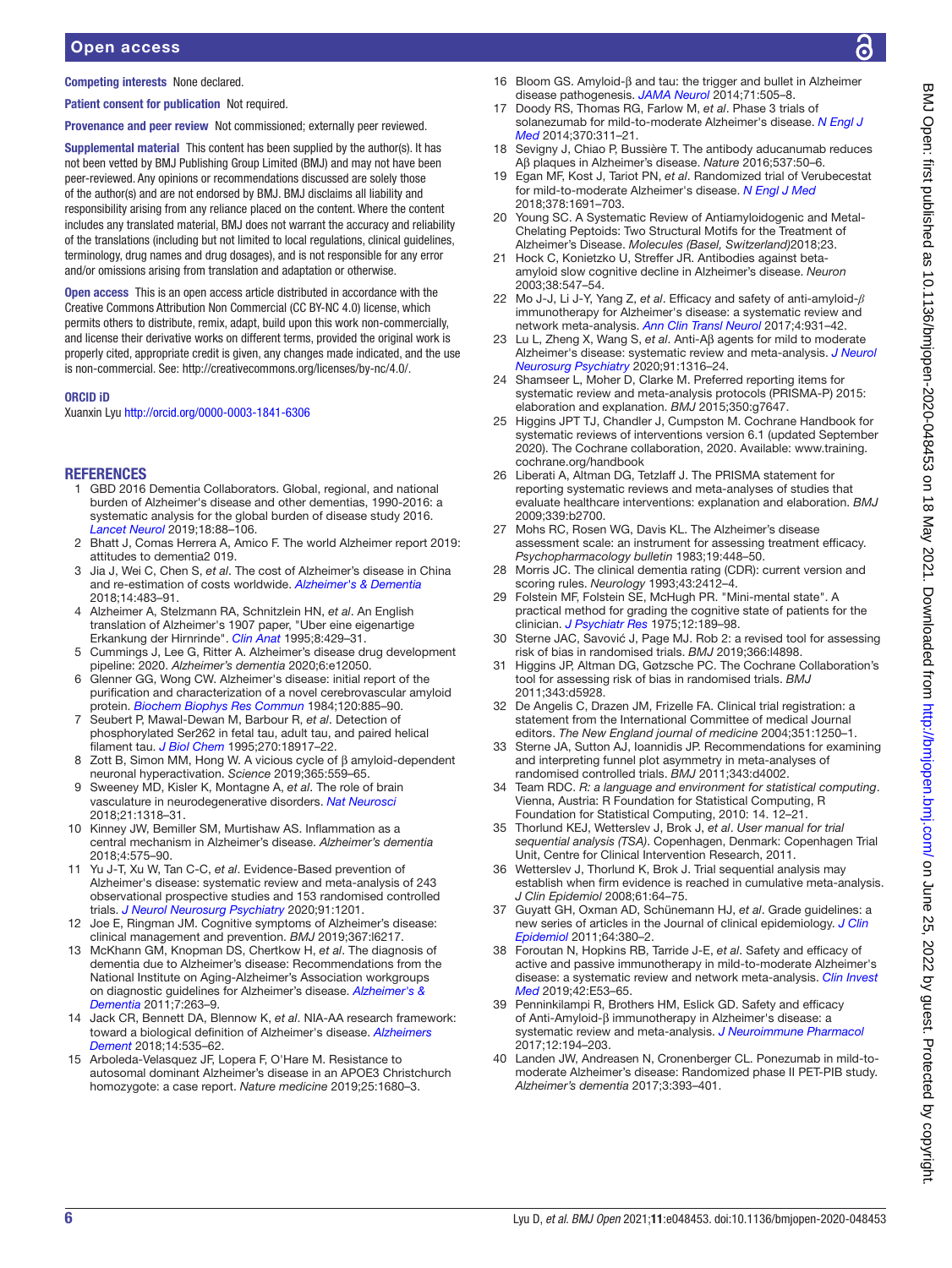**Competing interests** None declared.

**Patient consent for publication** Not required.

**Provenance and peer review** Not commissioned; externally peer reviewed.

**Supplemental material** This content has been supplied by the author(s). It has not been vetted by BMJ Publishing Group Limited (BMJ) and may not have been peer-reviewed. Any opinions or recommendations discussed are solely those of the author(s) and are not endorsed by BMJ. BMJ disclaims all liability and responsibility arising from any reliance placed on the content. Where the content includes any translated material, BMJ does not warrant the accuracy and reliability of the translations (including but not limited to local regulations, clinical guidelines, terminology, drug names and drug dosages), and is not responsible for any error and/or omissions arising from translation and adaptation or otherwise.

**Open access** This is an open access article distributed in accordance with the Creative Commons Attribution Non Commercial (CC BY-NC 4.0) license, which permits others to distribute, remix, adapt, build upon this work non-commercially, and license their derivative works on different terms, provided the original work is properly cited, appropriate credit is given, any changes made indicated, and the use is non-commercial. See: http://creativecommons.org/licenses/by-nc/4.0/.

**ORCID iD**

Xuanxin Lyu http://orcid.org/0000-0003-1841-6306

## REFERENCES

1. GBD 2016 Dementia Collaborators. Global, regional, and national burden of Alzheimer's disease and other dementias, 1990-2016: a systematic analysis for the global burden of disease study 2016. *Lancet Neurol* 2019;18:88–106.
2. Bhatt J, Comas Herrera A, Amico F. The world Alzheimer report 2019: attitudes to dementia2 019.
3. Jia J, Wei C, Chen S, *et al*. The cost of Alzheimer's disease in China and re-estimation of costs worldwide. *Alzheimer's & Dementia* 2018;14:483–91.
4. Alzheimer A, Stelzmann RA, Schnitzlein HN, *et al*. An English translation of Alzheimer's 1907 paper, "Uber eine eigenartige Erkankung der Hirnrinde". *Clin Anat* 1995;8:429–31.
5. Cummings J, Lee G, Ritter A. Alzheimer's disease drug development pipeline: 2020. *Alzheimer's dementia* 2020;6:e12050.
6. Glenner GG, Wong CW. Alzheimer's disease: initial report of the purification and characterization of a novel cerebrovascular amyloid protein. *Biochem Biophys Res Commun* 1984;120:885–90.
7. Seubert P, Mawal-Dewan M, Barbour R, *et al*. Detection of phosphorylated Ser262 in fetal tau, adult tau, and paired helical filament tau. *J Biol Chem* 1995;270:18917–22.
8. Zott B, Simon MM, Hong W. A vicious cycle of β amyloid-dependent neuronal hyperactivation. *Science* 2019;365:559–65.
9. Sweeney MD, Kisler K, Montagne A, *et al*. The role of brain vasculature in neurodegenerative disorders. *Nat Neurosci* 2018;21:1318–31.
10. Kinney JW, Bemiller SM, Murtishaw AS. Inflammation as a central mechanism in Alzheimer's disease. *Alzheimer's dementia* 2018;4:575–90.
11. Yu J-T, Xu W, Tan C-C, *et al*. Evidence-Based prevention of Alzheimer's disease: systematic review and meta-analysis of 243 observational prospective studies and 153 randomised controlled trials. *J Neurol Neurosurg Psychiatry* 2020;91:1201.
12. Joe E, Ringman JM. Cognitive symptoms of Alzheimer's disease: clinical management and prevention. *BMJ* 2019;367:l6217.
13. McKhann GM, Knopman DS, Chertkow H, *et al*. The diagnosis of dementia due to Alzheimer's disease: Recommendations from the National Institute on Aging-Alzheimer's Association workgroups on diagnostic guidelines for Alzheimer's disease. *Alzheimer's & Dementia* 2011;7:263–9.
14. Jack CR, Bennett DA, Blennow K, *et al*. NIA-AA research framework: toward a biological definition of Alzheimer's disease. *Alzheimers Dement* 2018;14:535–62.
15. Arboleda-Velasquez JF, Lopera F, O'Hare M. Resistance to autosomal dominant Alzheimer's disease in an APOE3 Christchurch homozygote: a case report. *Nature medicine* 2019;25:1680–3.
16. Bloom GS. Amyloid-β and tau: the trigger and bullet in Alzheimer disease pathogenesis. *JAMA Neurol* 2014;71:505–8.
17. Doody RS, Thomas RG, Farlow M, *et al*. Phase 3 trials of solanezumab for mild-to-moderate Alzheimer's disease. *N Engl J Med* 2014;370:311–21.
18. Sevigny J, Chiao P, Bussière T. The antibody aducanumab reduces Aβ plaques in Alzheimer's disease. *Nature* 2016;537:50–6.
19. Egan MF, Kost J, Tariot PN, *et al*. Randomized trial of Verubecestat for mild-to-moderate Alzheimer's disease. *N Engl J Med* 2018;378:1691–703.
20. Young SC. A Systematic Review of Antiamyloidogenic and Metal-Chelating Peptoids: Two Structural Motifs for the Treatment of Alzheimer's Disease. *Molecules (Basel, Switzerland)*2018;23.
21. Hock C, Konietzko U, Streffer JR. Antibodies against beta-amyloid slow cognitive decline in Alzheimer's disease. *Neuron* 2003;38:547–54.
22. Mo J-J, Li J-Y, Yang Z, *et al*. Efficacy and safety of anti-amyloid-β immunotherapy for Alzheimer's disease: a systematic review and network meta-analysis. *Ann Clin Transl Neurol* 2017;4:931–42.
23. Lu L, Zheng X, Wang S, *et al*. Anti-Aβ agents for mild to moderate Alzheimer's disease: systematic review and meta-analysis. *J Neurol Neurosurg Psychiatry* 2020;91:1316–24.
24. Shamseer L, Moher D, Clarke M. Preferred reporting items for systematic review and meta-analysis protocols (PRISMA-P) 2015: elaboration and explanation. *BMJ* 2015;350:g7647.
25. Higgins JPT TJ, Chandler J, Cumpston M. Cochrane Handbook for systematic reviews of interventions version 6.1 (updated September 2020). The Cochrane collaboration, 2020. Available: www.training.cochrane.org/handbook
26. Liberati A, Altman DG, Tetzlaff J. The PRISMA statement for reporting systematic reviews and meta-analyses of studies that evaluate healthcare interventions: explanation and elaboration. *BMJ* 2009;339:b2700.
27. Mohs RC, Rosen WG, Davis KL. The Alzheimer's disease assessment scale: an instrument for assessing treatment efficacy. *Psychopharmacology bulletin* 1983;19:448–50.
28. Morris JC. The clinical dementia rating (CDR): current version and scoring rules. *Neurology* 1993;43:2412–4.
29. Folstein MF, Folstein SE, McHugh PR. "Mini-mental state". A practical method for grading the cognitive state of patients for the clinician. *J Psychiatr Res* 1975;12:189–98.
30. Sterne JAC, Savović J, Page MJ. Rob 2: a revised tool for assessing risk of bias in randomised trials. *BMJ* 2019;366:l4898.
31. Higgins JP, Altman DG, Gøtzsche PC. The Cochrane Collaboration's tool for assessing risk of bias in randomised trials. *BMJ* 2011;343:d5928.
32. De Angelis C, Drazen JM, Frizelle FA. Clinical trial registration: a statement from the International Committee of medical Journal editors. *The New England journal of medicine* 2004;351:1250–1.
33. Sterne JA, Sutton AJ, Ioannidis JP. Recommendations for examining and interpreting funnel plot asymmetry in meta-analyses of randomised controlled trials. *BMJ* 2011;343:d4002.
34. Team RDC. *R: a language and environment for statistical computing*. Vienna, Austria: R Foundation for Statistical Computing, R Foundation for Statistical Computing, 2010: 14. 12–21.
35. Thorlund KEJ, Wetterslev J, Brok J, *et al*. *User manual for trial sequential analysis (TSA)*. Copenhagen, Denmark: Copenhagen Trial Unit, Centre for Clinical Intervention Research, 2011.
36. Wetterslev J, Thorlund K, Brok J. Trial sequential analysis may establish when firm evidence is reached in cumulative meta-analysis. *J Clin Epidemiol* 2008;61:64–75.
37. Guyatt GH, Oxman AD, Schünemann HJ, *et al*. Grade guidelines: a new series of articles in the Journal of clinical epidemiology. *J Clin Epidemiol* 2011;64:380–2.
38. Foroutan N, Hopkins RB, Tarride J-E, *et al*. Safety and efficacy of active and passive immunotherapy in mild-to-moderate Alzheimer's disease: a systematic review and network meta-analysis. *Clin Invest Med* 2019;42:E53–65.
39. Penninkilampi R, Brothers HM, Eslick GD. Safety and efficacy of Anti-Amyloid-β immunotherapy in Alzheimer's disease: a systematic review and meta-analysis. *J Neuroimmune Pharmacol* 2017;12:194–203.
40. Landen JW, Andreasen N, Cronenberger CL. Ponezumab in mild-to-moderate Alzheimer's disease: Randomized phase II PET-PIB study. *Alzheimer's dementia* 2017;3:393–401.